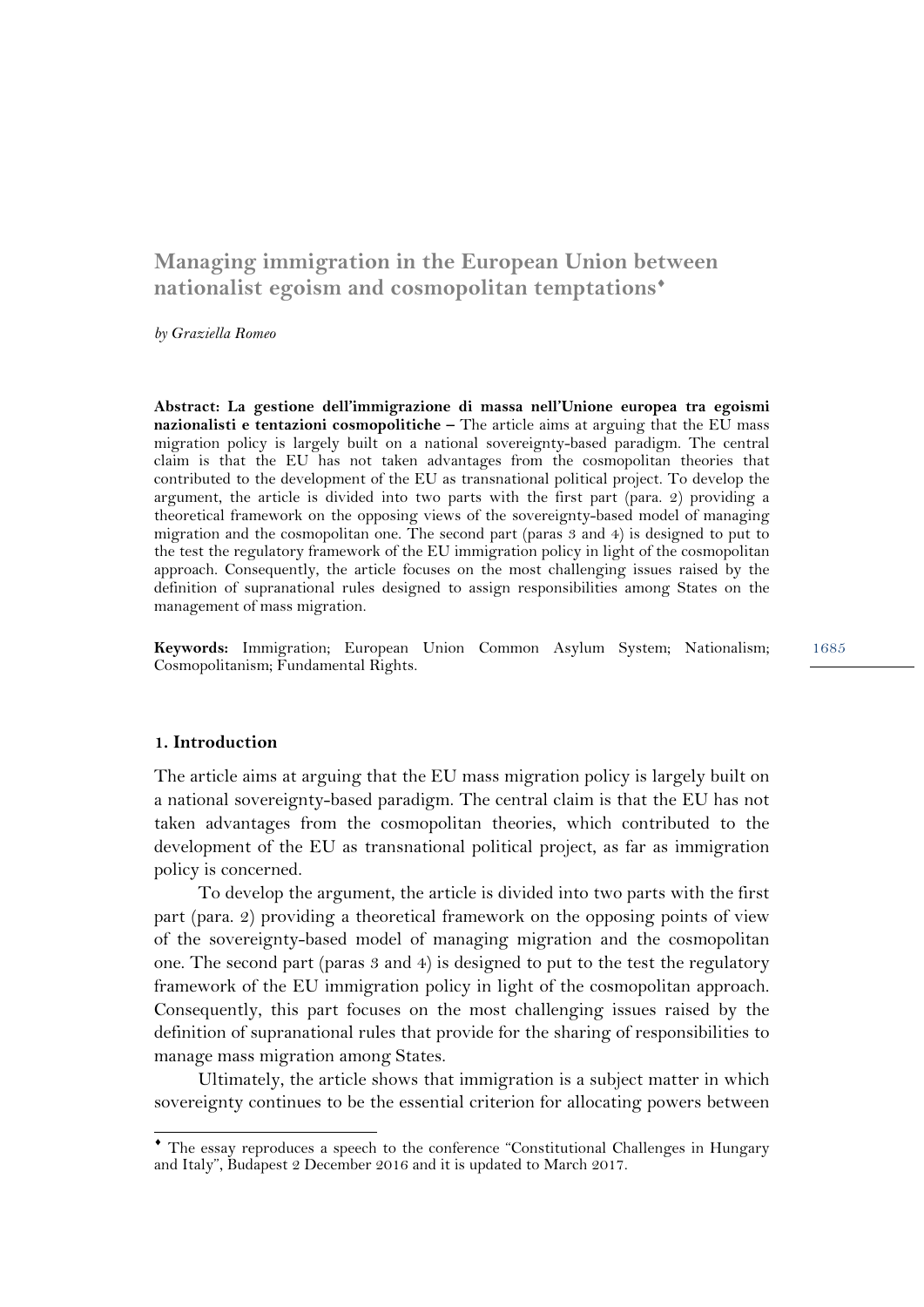# Managing immigration in the European Union between nationalist egoism and cosmopolitan temptations[♦]

*by Graziella Romeo*

**Abstract: La gestione dell'immigrazione di massa nell'Unione europea tra egoismi nazionalisti e tentazioni cosmopolitiche –** The article aims at arguing that the EU mass migration policy is largely built on a national sovereignty-based paradigm. The central claim is that the EU has not taken advantages from the cosmopolitan theories that contributed to the development of the EU as transnational political project. To develop the argument, the article is divided into two parts with the first part (para. 2) providing a theoretical framework on the opposing views of the sovereignty-based model of managing migration and the cosmopolitan one. The second part (paras 3 and 4) is designed to put to the test the regulatory framework of the EU immigration policy in light of the cosmopolitan approach. Consequently, the article focuses on the most challenging issues raised by the definition of supranational rules designed to assign responsibilities among States on the management of mass migration.

**Keywords:** Immigration; European Union Common Asylum System; Nationalism; Cosmopolitanism; Fundamental Rights.

## 1. Introduction

The article aims at arguing that the EU mass migration policy is largely built on a national sovereignty-based paradigm. The central claim is that the EU has not taken advantages from the cosmopolitan theories, which contributed to the development of the EU as transnational political project, as far as immigration policy is concerned.

To develop the argument, the article is divided into two parts with the first part (para. 2) providing a theoretical framework on the opposing points of view of the sovereignty-based model of managing migration and the cosmopolitan one. The second part (paras 3 and 4) is designed to put to the test the regulatory framework of the EU immigration policy in light of the cosmopolitan approach. Consequently, this part focuses on the most challenging issues raised by the definition of supranational rules that provide for the sharing of responsibilities to manage mass migration among States.

Ultimately, the article shows that immigration is a subject matter in which sovereignty continues to be the essential criterion for allocating powers between

---

[♦] The essay reproduces a speech to the conference "Constitutional Challenges in Hungary and Italy", Budapest 2 December 2016 and it is updated to March 2017.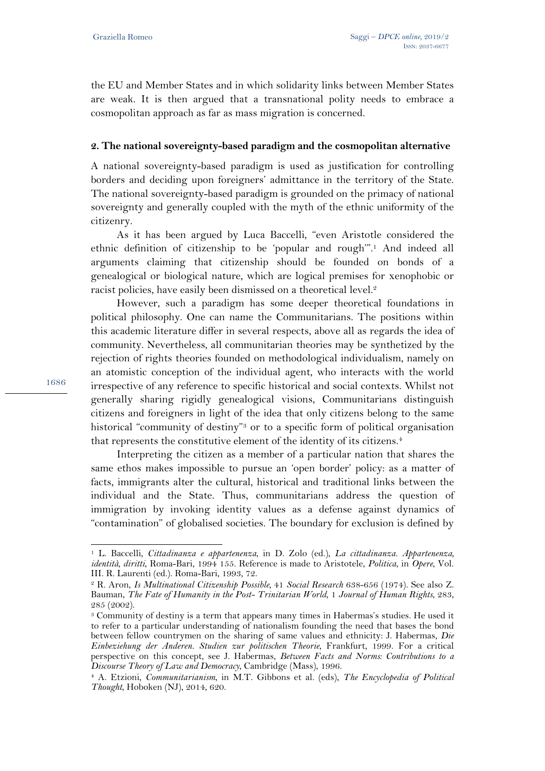the EU and Member States and in which solidarity links between Member States are weak. It is then argued that a transnational polity needs to embrace a cosmopolitan approach as far as mass migration is concerned.

## 2. The national sovereignty-based paradigm and the cosmopolitan alternative

A national sovereignty-based paradigm is used as justification for controlling borders and deciding upon foreigners' admittance in the territory of the State. The national sovereignty-based paradigm is grounded on the primacy of national sovereignty and generally coupled with the myth of the ethnic uniformity of the citizenry.

As it has been argued by Luca Baccelli, "even Aristotle considered the ethnic definition of citizenship to be 'popular and rough'".[1] And indeed all arguments claiming that citizenship should be founded on bonds of a genealogical or biological nature, which are logical premises for xenophobic or racist policies, have easily been dismissed on a theoretical level.[2]

However, such a paradigm has some deeper theoretical foundations in political philosophy. One can name the Communitarians. The positions within this academic literature differ in several respects, above all as regards the idea of community. Nevertheless, all communitarian theories may be synthetized by the rejection of rights theories founded on methodological individualism, namely on an atomistic conception of the individual agent, who interacts with the world irrespective of any reference to specific historical and social contexts. Whilst not generally sharing rigidly genealogical visions, Communitarians distinguish citizens and foreigners in light of the idea that only citizens belong to the same historical "community of destiny"[3] or to a specific form of political organisation that represents the constitutive element of the identity of its citizens.[4]

Interpreting the citizen as a member of a particular nation that shares the same ethos makes impossible to pursue an 'open border' policy: as a matter of facts, immigrants alter the cultural, historical and traditional links between the individual and the State. Thus, communitarians address the question of immigration by invoking identity values as a defense against dynamics of "contamination" of globalised societies. The boundary for exclusion is defined by

---

[1] L. Baccelli, *Cittadinanza e appartenenza*, in D. Zolo (ed.), *La cittadinanza. Appartenenza, identità, diritti*, Roma-Bari, 1994 155. Reference is made to Aristotele, *Politica*, in *Opere*, Vol. III. R. Laurenti (ed.). Roma-Bari, 1993, 72.

[2] R. Aron, *Is Multinational Citizenship Possible*, 41 *Social Research* 638-656 (1974). See also Z. Bauman, *The Fate of Humanity in the Post- Trinitarian World*, 1 *Journal of Human Rights*, 283, 285 (2002).

[3] Community of destiny is a term that appears many times in Habermas's studies. He used it to refer to a particular understanding of nationalism founding the need that bases the bond between fellow countrymen on the sharing of same values and ethnicity: J. Habermas, *Die Einbeziehung der Anderen. Studien zur politischen Theorie*, Frankfurt, 1999. For a critical perspective on this concept, see J. Habermas, *Between Facts and Norms: Contributions to a Discourse Theory of Law and Democracy*, Cambridge (Mass), 1996.

[4] A. Etzioni, *Communitarianism*, in M.T. Gibbons et al. (eds), *The Encyclopedia of Political Thought*, Hoboken (NJ), 2014, 620.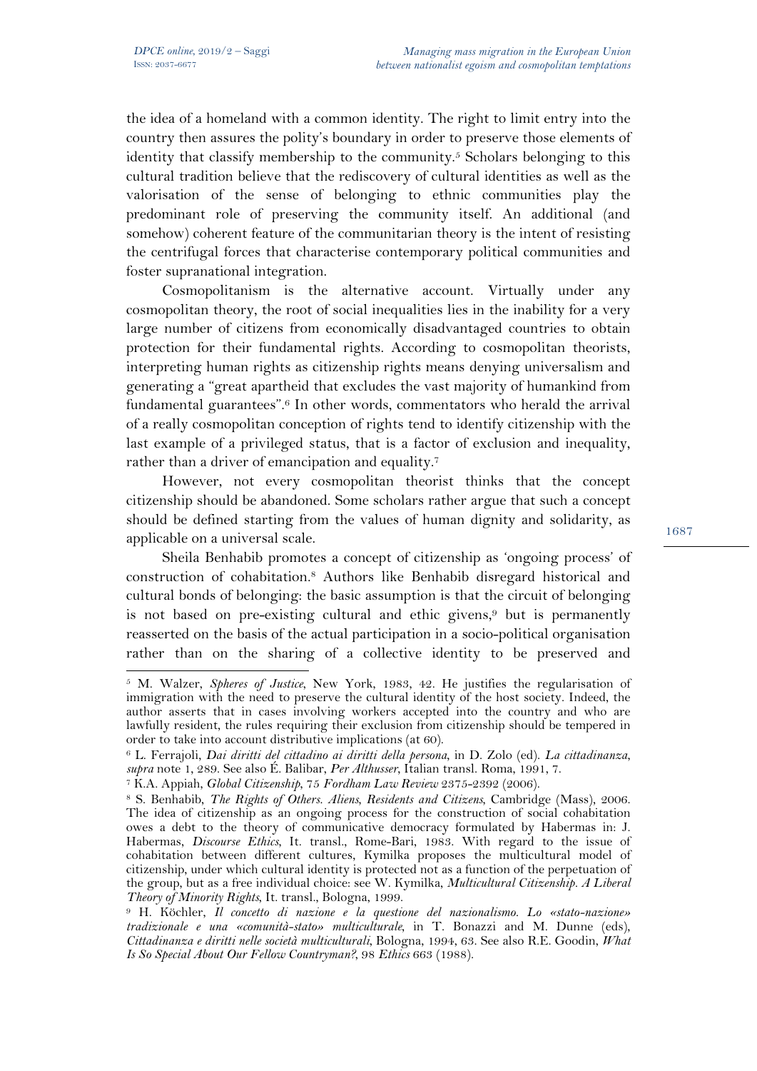the idea of a homeland with a common identity. The right to limit entry into the country then assures the polity's boundary in order to preserve those elements of identity that classify membership to the community.[5] Scholars belonging to this cultural tradition believe that the rediscovery of cultural identities as well as the valorisation of the sense of belonging to ethnic communities play the predominant role of preserving the community itself. An additional (and somehow) coherent feature of the communitarian theory is the intent of resisting the centrifugal forces that characterise contemporary political communities and foster supranational integration.

Cosmopolitanism is the alternative account. Virtually under any cosmopolitan theory, the root of social inequalities lies in the inability for a very large number of citizens from economically disadvantaged countries to obtain protection for their fundamental rights. According to cosmopolitan theorists, interpreting human rights as citizenship rights means denying universalism and generating a "great apartheid that excludes the vast majority of humankind from fundamental guarantees".[6] In other words, commentators who herald the arrival of a really cosmopolitan conception of rights tend to identify citizenship with the last example of a privileged status, that is a factor of exclusion and inequality, rather than a driver of emancipation and equality.[7]

However, not every cosmopolitan theorist thinks that the concept citizenship should be abandoned. Some scholars rather argue that such a concept should be defined starting from the values of human dignity and solidarity, as applicable on a universal scale.

Sheila Benhabib promotes a concept of citizenship as 'ongoing process' of construction of cohabitation.[8] Authors like Benhabib disregard historical and cultural bonds of belonging: the basic assumption is that the circuit of belonging is not based on pre-existing cultural and ethic givens,[9] but is permanently reasserted on the basis of the actual participation in a socio-political organisation rather than on the sharing of a collective identity to be preserved and

---

[5] M. Walzer, *Spheres of Justice*, New York, 1983, 42. He justifies the regularisation of immigration with the need to preserve the cultural identity of the host society. Indeed, the author asserts that in cases involving workers accepted into the country and who are lawfully resident, the rules requiring their exclusion from citizenship should be tempered in order to take into account distributive implications (at 60).

[6] L. Ferrajoli, *Dai diritti del cittadino ai diritti della persona*, in D. Zolo (ed). *La cittadinanza*, *supra* note 1, 289. See also É. Balibar, *Per Althusser*, Italian transl. Roma, 1991, 7.

[7] K.A. Appiah, *Global Citizenship*, 75 *Fordham Law Review* 2375-2392 (2006).

[8] S. Benhabib, *The Rights of Others. Aliens, Residents and Citizens*, Cambridge (Mass), 2006. The idea of citizenship as an ongoing process for the construction of social cohabitation owes a debt to the theory of communicative democracy formulated by Habermas in: J. Habermas, *Discourse Ethics*, It. transl., Rome-Bari, 1983. With regard to the issue of cohabitation between different cultures, Kymilka proposes the multicultural model of citizenship, under which cultural identity is protected not as a function of the perpetuation of the group, but as a free individual choice: see W. Kymilka, *Multicultural Citizenship. A Liberal Theory of Minority Rights*, It. transl., Bologna, 1999.

[9] H. Köchler, *Il concetto di nazione e la questione del nazionalismo. Lo «stato-nazione» tradizionale e una «comunità-stato» multiculturale*, in T. Bonazzi and M. Dunne (eds), *Cittadinanza e diritti nelle società multiculturali*, Bologna, 1994, 63. See also R.E. Goodin, *What Is So Special About Our Fellow Countryman?*, 98 *Ethics* 663 (1988).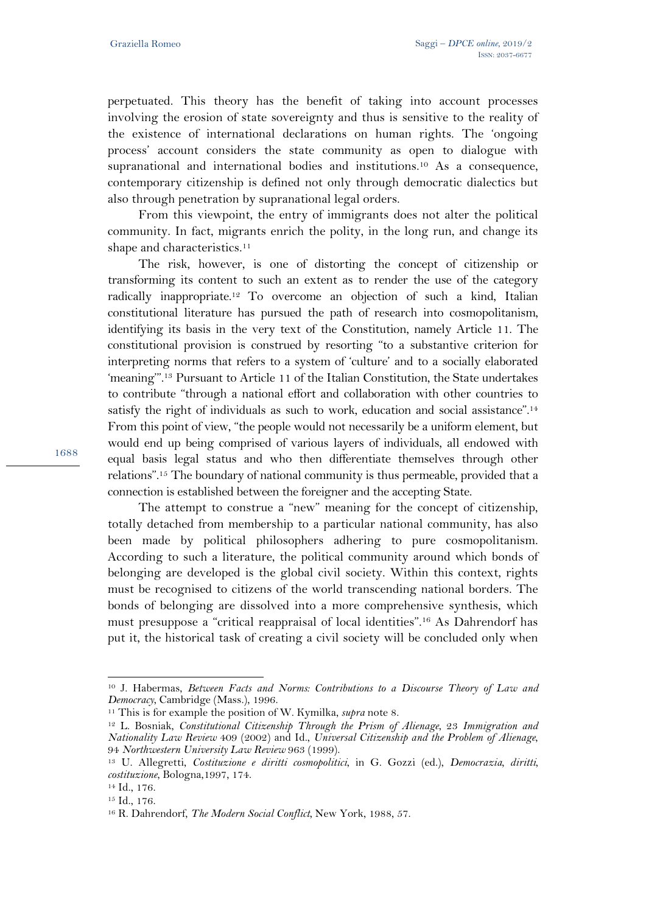perpetuated. This theory has the benefit of taking into account processes involving the erosion of state sovereignty and thus is sensitive to the reality of the existence of international declarations on human rights. The 'ongoing process' account considers the state community as open to dialogue with supranational and international bodies and institutions.[10] As a consequence, contemporary citizenship is defined not only through democratic dialectics but also through penetration by supranational legal orders.

From this viewpoint, the entry of immigrants does not alter the political community. In fact, migrants enrich the polity, in the long run, and change its shape and characteristics.[11]

The risk, however, is one of distorting the concept of citizenship or transforming its content to such an extent as to render the use of the category radically inappropriate.[12] To overcome an objection of such a kind, Italian constitutional literature has pursued the path of research into cosmopolitanism, identifying its basis in the very text of the Constitution, namely Article 11. The constitutional provision is construed by resorting "to a substantive criterion for interpreting norms that refers to a system of 'culture' and to a socially elaborated 'meaning'".[13] Pursuant to Article 11 of the Italian Constitution, the State undertakes to contribute "through a national effort and collaboration with other countries to satisfy the right of individuals as such to work, education and social assistance".[14] From this point of view, "the people would not necessarily be a uniform element, but would end up being comprised of various layers of individuals, all endowed with equal basis legal status and who then differentiate themselves through other relations".[15] The boundary of national community is thus permeable, provided that a connection is established between the foreigner and the accepting State.

The attempt to construe a "new" meaning for the concept of citizenship, totally detached from membership to a particular national community, has also been made by political philosophers adhering to pure cosmopolitanism. According to such a literature, the political community around which bonds of belonging are developed is the global civil society. Within this context, rights must be recognised to citizens of the world transcending national borders. The bonds of belonging are dissolved into a more comprehensive synthesis, which must presuppose a "critical reappraisal of local identities".[16] As Dahrendorf has put it, the historical task of creating a civil society will be concluded only when

---

[10] J. Habermas, *Between Facts and Norms: Contributions to a Discourse Theory of Law and Democracy*, Cambridge (Mass.), 1996.

[11] This is for example the position of W. Kymilka, *supra* note 8.

[12] L. Bosniak, *Constitutional Citizenship Through the Prism of Alienage*, 23 *Immigration and Nationality Law Review* 409 (2002) and Id., *Universal Citizenship and the Problem of Alienage*, 94 *Northwestern University Law Review* 963 (1999).

[13] U. Allegretti, *Costituzione e diritti cosmopolitici*, in G. Gozzi (ed.), *Democrazia, diritti, costituzione*, Bologna,1997, 174.

[14] Id., 176.

[15] Id., 176.

[16] R. Dahrendorf, *The Modern Social Conflict*, New York, 1988, 57.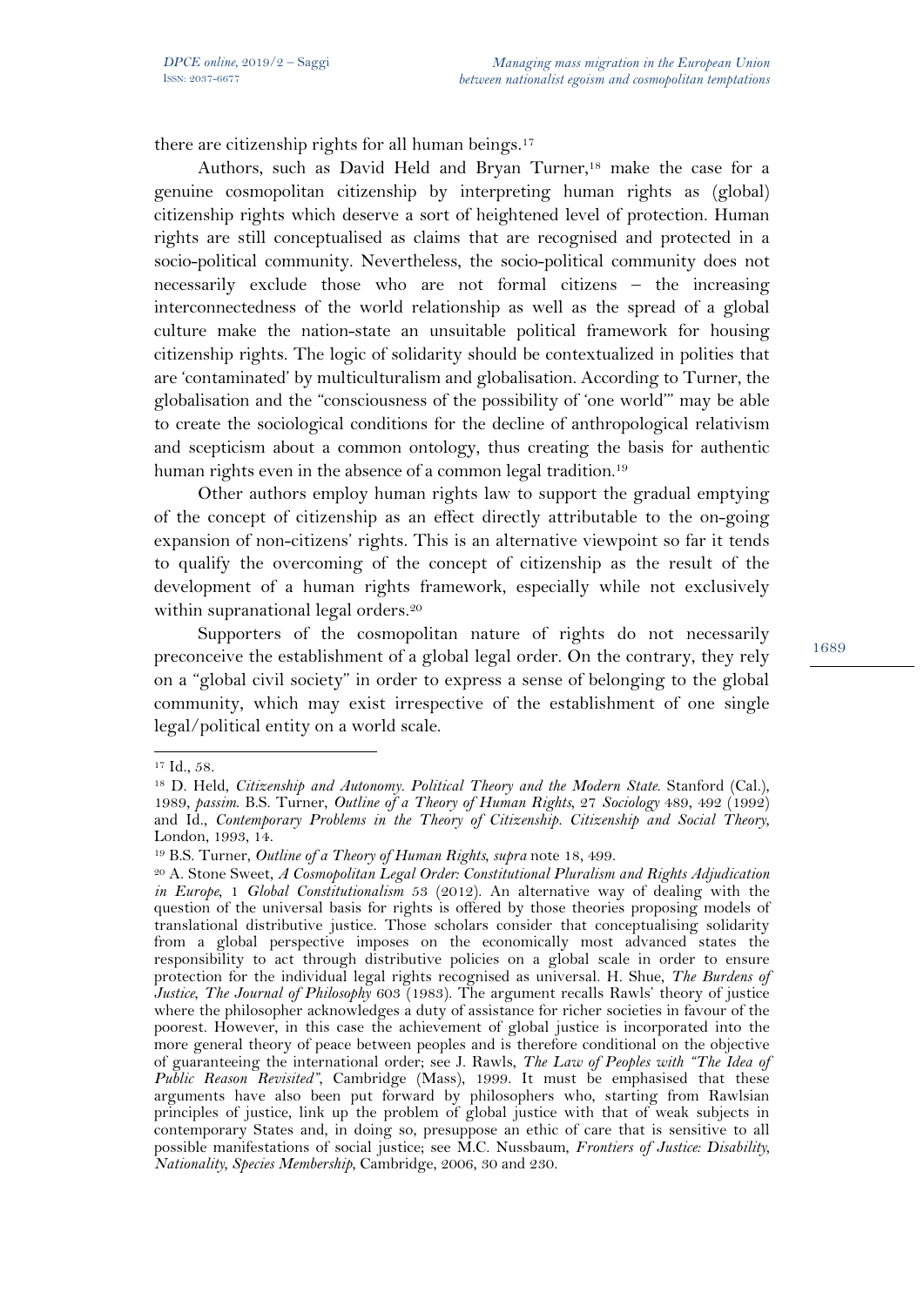there are citizenship rights for all human beings.[17]

Authors, such as David Held and Bryan Turner,[18] make the case for a genuine cosmopolitan citizenship by interpreting human rights as (global) citizenship rights which deserve a sort of heightened level of protection. Human rights are still conceptualised as claims that are recognised and protected in a socio-political community. Nevertheless, the socio-political community does not necessarily exclude those who are not formal citizens – the increasing interconnectedness of the world relationship as well as the spread of a global culture make the nation-state an unsuitable political framework for housing citizenship rights. The logic of solidarity should be contextualized in polities that are 'contaminated' by multiculturalism and globalisation. According to Turner, the globalisation and the "consciousness of the possibility of 'one world'" may be able to create the sociological conditions for the decline of anthropological relativism and scepticism about a common ontology, thus creating the basis for authentic human rights even in the absence of a common legal tradition.[19]

Other authors employ human rights law to support the gradual emptying of the concept of citizenship as an effect directly attributable to the on-going expansion of non-citizens' rights. This is an alternative viewpoint so far it tends to qualify the overcoming of the concept of citizenship as the result of the development of a human rights framework, especially while not exclusively within supranational legal orders.[20]

Supporters of the cosmopolitan nature of rights do not necessarily preconceive the establishment of a global legal order. On the contrary, they rely on a "global civil society" in order to express a sense of belonging to the global community, which may exist irrespective of the establishment of one single legal/political entity on a world scale.

---

[17] Id., 58.

[18] D. Held, *Citizenship and Autonomy. Political Theory and the Modern State.* Stanford (Cal.), 1989, *passim*. B.S. Turner, *Outline of a Theory of Human Rights*, 27 *Sociology* 489, 492 (1992) and Id., *Contemporary Problems in the Theory of Citizenship. Citizenship and Social Theory*, London, 1993, 14.

[19] B.S. Turner, *Outline of a Theory of Human Rights, supra* note 18, 499.

[20] A. Stone Sweet, *A Cosmopolitan Legal Order: Constitutional Pluralism and Rights Adjudication in Europe*, 1 *Global Constitutionalism* 53 (2012). An alternative way of dealing with the question of the universal basis for rights is offered by those theories proposing models of translational distributive justice. Those scholars consider that conceptualising solidarity from a global perspective imposes on the economically most advanced states the responsibility to act through distributive policies on a global scale in order to ensure protection for the individual legal rights recognised as universal. H. Shue, *The Burdens of Justice*, *The Journal of Philosophy* 603 (1983). The argument recalls Rawls' theory of justice where the philosopher acknowledges a duty of assistance for richer societies in favour of the poorest. However, in this case the achievement of global justice is incorporated into the more general theory of peace between peoples and is therefore conditional on the objective of guaranteeing the international order; see J. Rawls, *The Law of Peoples with "The Idea of Public Reason Revisited"*, Cambridge (Mass), 1999. It must be emphasised that these arguments have also been put forward by philosophers who, starting from Rawlsian principles of justice, link up the problem of global justice with that of weak subjects in contemporary States and, in doing so, presuppose an ethic of care that is sensitive to all possible manifestations of social justice; see M.C. Nussbaum, *Frontiers of Justice: Disability, Nationality, Species Membership*, Cambridge, 2006, 30 and 230.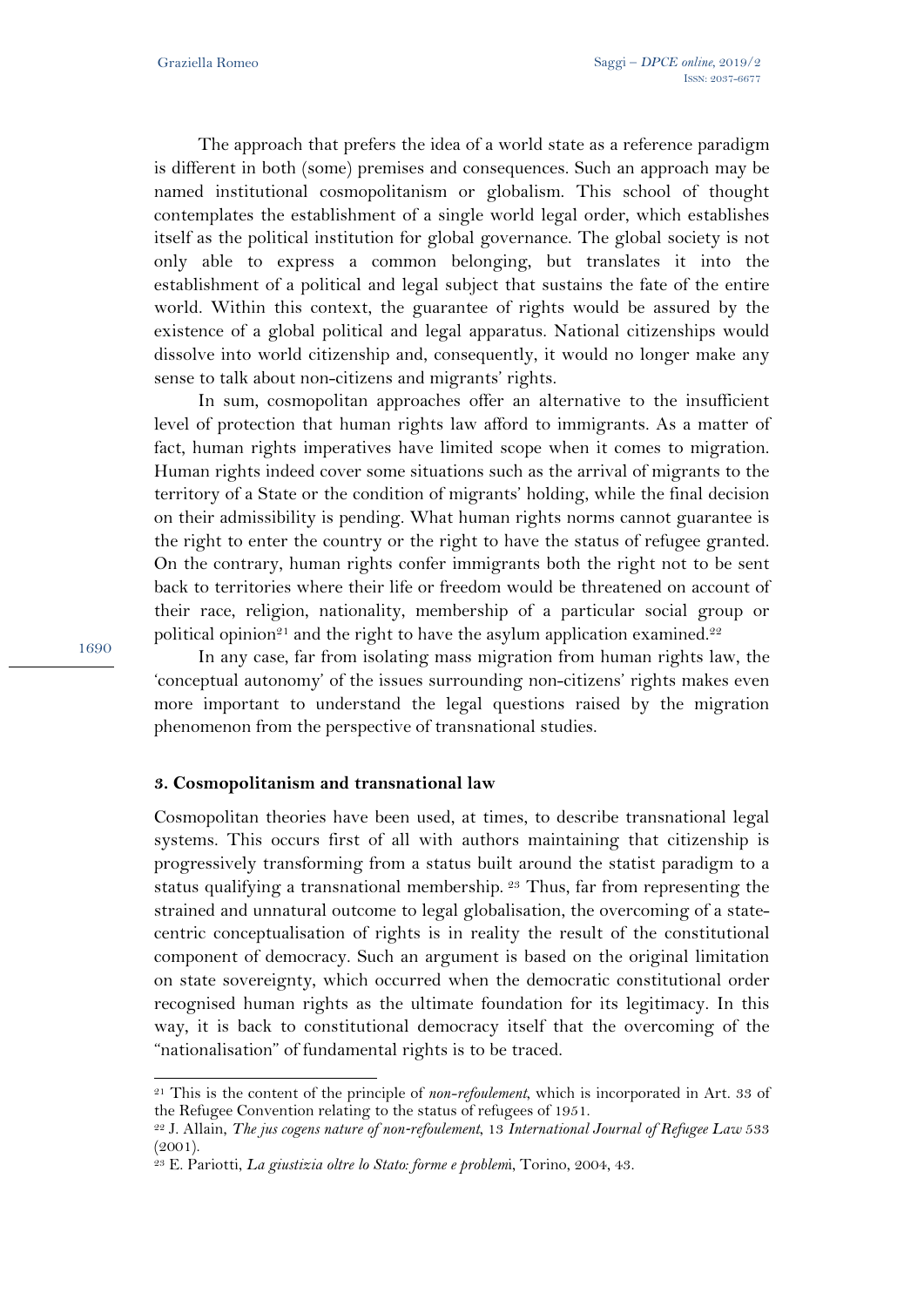The approach that prefers the idea of a world state as a reference paradigm is different in both (some) premises and consequences. Such an approach may be named institutional cosmopolitanism or globalism. This school of thought contemplates the establishment of a single world legal order, which establishes itself as the political institution for global governance. The global society is not only able to express a common belonging, but translates it into the establishment of a political and legal subject that sustains the fate of the entire world. Within this context, the guarantee of rights would be assured by the existence of a global political and legal apparatus. National citizenships would dissolve into world citizenship and, consequently, it would no longer make any sense to talk about non-citizens and migrants' rights.

In sum, cosmopolitan approaches offer an alternative to the insufficient level of protection that human rights law afford to immigrants. As a matter of fact, human rights imperatives have limited scope when it comes to migration. Human rights indeed cover some situations such as the arrival of migrants to the territory of a State or the condition of migrants' holding, while the final decision on their admissibility is pending. What human rights norms cannot guarantee is the right to enter the country or the right to have the status of refugee granted. On the contrary, human rights confer immigrants both the right not to be sent back to territories where their life or freedom would be threatened on account of their race, religion, nationality, membership of a particular social group or political opinion[21] and the right to have the asylum application examined.[22]

In any case, far from isolating mass migration from human rights law, the 'conceptual autonomy' of the issues surrounding non-citizens' rights makes even more important to understand the legal questions raised by the migration phenomenon from the perspective of transnational studies.

### 3. Cosmopolitanism and transnational law

Cosmopolitan theories have been used, at times, to describe transnational legal systems. This occurs first of all with authors maintaining that citizenship is progressively transforming from a status built around the statist paradigm to a status qualifying a transnational membership.[23] Thus, far from representing the strained and unnatural outcome to legal globalisation, the overcoming of a state-centric conceptualisation of rights is in reality the result of the constitutional component of democracy. Such an argument is based on the original limitation on state sovereignty, which occurred when the democratic constitutional order recognised human rights as the ultimate foundation for its legitimacy. In this way, it is back to constitutional democracy itself that the overcoming of the "nationalisation" of fundamental rights is to be traced.

---

[21] This is the content of the principle of *non-refoulement*, which is incorporated in Art. 33 of the Refugee Convention relating to the status of refugees of 1951.

[22] J. Allain, *The jus cogens nature of non-refoulement*, 13 *International Journal of Refugee Law* 533 (2001).

[23] E. Pariotti, *La giustizia oltre lo Stato: forme e problemi*, Torino, 2004, 43.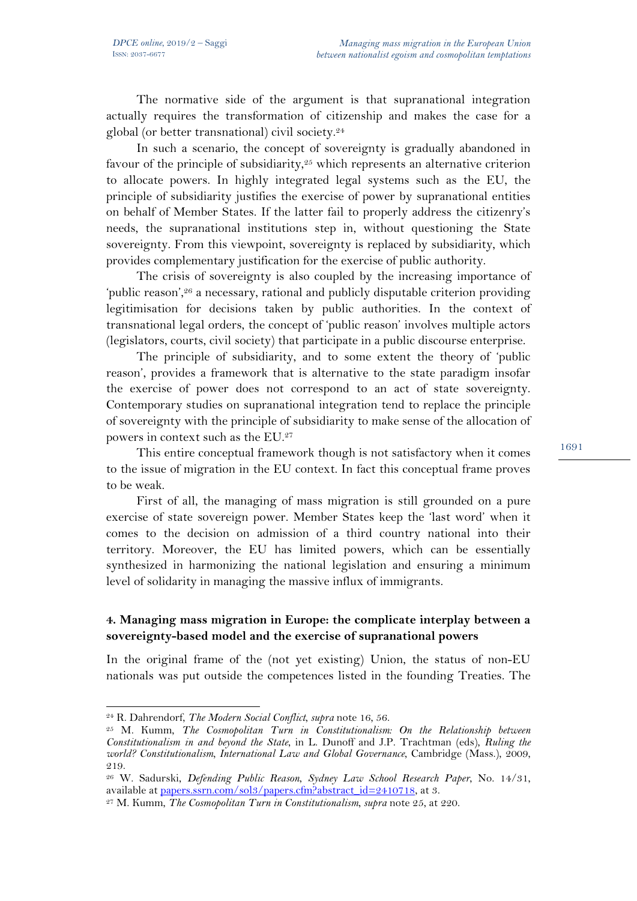The normative side of the argument is that supranational integration actually requires the transformation of citizenship and makes the case for a global (or better transnational) civil society.[24]

In such a scenario, the concept of sovereignty is gradually abandoned in favour of the principle of subsidiarity,[25] which represents an alternative criterion to allocate powers. In highly integrated legal systems such as the EU, the principle of subsidiarity justifies the exercise of power by supranational entities on behalf of Member States. If the latter fail to properly address the citizenry's needs, the supranational institutions step in, without questioning the State sovereignty. From this viewpoint, sovereignty is replaced by subsidiarity, which provides complementary justification for the exercise of public authority.

The crisis of sovereignty is also coupled by the increasing importance of 'public reason',[26] a necessary, rational and publicly disputable criterion providing legitimisation for decisions taken by public authorities. In the context of transnational legal orders, the concept of 'public reason' involves multiple actors (legislators, courts, civil society) that participate in a public discourse enterprise.

The principle of subsidiarity, and to some extent the theory of 'public reason', provides a framework that is alternative to the state paradigm insofar the exercise of power does not correspond to an act of state sovereignty. Contemporary studies on supranational integration tend to replace the principle of sovereignty with the principle of subsidiarity to make sense of the allocation of powers in context such as the EU.[27]

This entire conceptual framework though is not satisfactory when it comes to the issue of migration in the EU context. In fact this conceptual frame proves to be weak.

First of all, the managing of mass migration is still grounded on a pure exercise of state sovereign power. Member States keep the 'last word' when it comes to the decision on admission of a third country national into their territory. Moreover, the EU has limited powers, which can be essentially synthesized in harmonizing the national legislation and ensuring a minimum level of solidarity in managing the massive influx of immigrants.

## 4. Managing mass migration in Europe: the complicate interplay between a sovereignty-based model and the exercise of supranational powers

In the original frame of the (not yet existing) Union, the status of non-EU nationals was put outside the competences listed in the founding Treaties. The

---

[24] R. Dahrendorf, *The Modern Social Conflict*, *supra* note 16, 56.

[25] M. Kumm, *The Cosmopolitan Turn in Constitutionalism: On the Relationship between Constitutionalism in and beyond the State*, in L. Dunoff and J.P. Trachtman (eds), *Ruling the world? Constitutionalism, International Law and Global Governance*, Cambridge (Mass.), 2009, 219.

[26] W. Sadurski, *Defending Public Reason*, *Sydney Law School Research Paper*, No. 14/31, available at papers.ssrn.com/sol3/papers.cfm?abstract_id=2410718, at 3.

[27] M. Kumm, *The Cosmopolitan Turn in Constitutionalism*, *supra* note 25, at 220.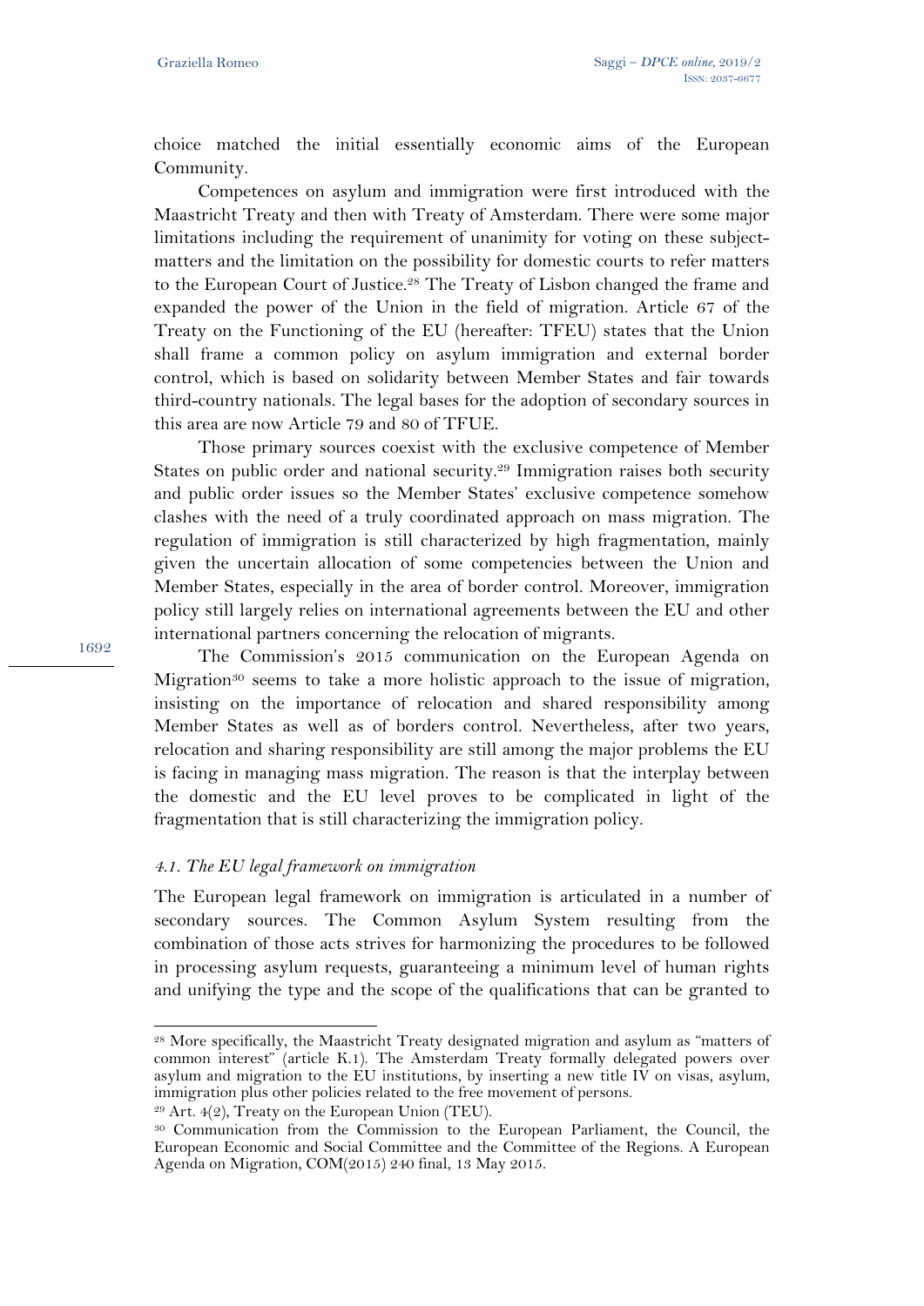choice matched the initial essentially economic aims of the European Community.

Competences on asylum and immigration were first introduced with the Maastricht Treaty and then with Treaty of Amsterdam. There were some major limitations including the requirement of unanimity for voting on these subject-matters and the limitation on the possibility for domestic courts to refer matters to the European Court of Justice.[28] The Treaty of Lisbon changed the frame and expanded the power of the Union in the field of migration. Article 67 of the Treaty on the Functioning of the EU (hereafter: TFEU) states that the Union shall frame a common policy on asylum immigration and external border control, which is based on solidarity between Member States and fair towards third-country nationals. The legal bases for the adoption of secondary sources in this area are now Article 79 and 80 of TFUE.

Those primary sources coexist with the exclusive competence of Member States on public order and national security.[29] Immigration raises both security and public order issues so the Member States' exclusive competence somehow clashes with the need of a truly coordinated approach on mass migration. The regulation of immigration is still characterized by high fragmentation, mainly given the uncertain allocation of some competencies between the Union and Member States, especially in the area of border control. Moreover, immigration policy still largely relies on international agreements between the EU and other international partners concerning the relocation of migrants.

The Commission's 2015 communication on the European Agenda on Migration[30] seems to take a more holistic approach to the issue of migration, insisting on the importance of relocation and shared responsibility among Member States as well as of borders control. Nevertheless, after two years, relocation and sharing responsibility are still among the major problems the EU is facing in managing mass migration. The reason is that the interplay between the domestic and the EU level proves to be complicated in light of the fragmentation that is still characterizing the immigration policy.

### *4.1. The EU legal framework on immigration*

The European legal framework on immigration is articulated in a number of secondary sources. The Common Asylum System resulting from the combination of those acts strives for harmonizing the procedures to be followed in processing asylum requests, guaranteeing a minimum level of human rights and unifying the type and the scope of the qualifications that can be granted to

---

[28] More specifically, the Maastricht Treaty designated migration and asylum as "matters of common interest" (article K.1). The Amsterdam Treaty formally delegated powers over asylum and migration to the EU institutions, by inserting a new title IV on visas, asylum, immigration plus other policies related to the free movement of persons.

[29] Art. 4(2), Treaty on the European Union (TEU).

[30] Communication from the Commission to the European Parliament, the Council, the European Economic and Social Committee and the Committee of the Regions. A European Agenda on Migration, COM(2015) 240 final, 13 May 2015.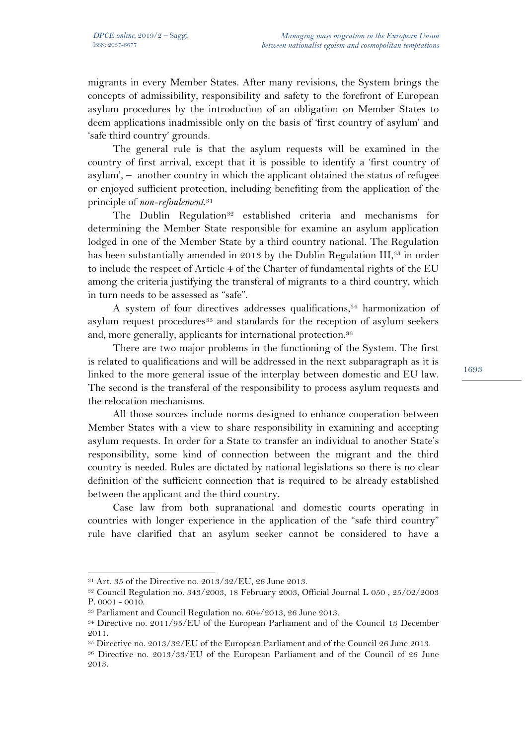migrants in every Member States. After many revisions, the System brings the concepts of admissibility, responsibility and safety to the forefront of European asylum procedures by the introduction of an obligation on Member States to deem applications inadmissible only on the basis of 'first country of asylum' and 'safe third country' grounds.

The general rule is that the asylum requests will be examined in the country of first arrival, except that it is possible to identify a 'first country of asylum', – another country in which the applicant obtained the status of refugee or enjoyed sufficient protection, including benefiting from the application of the principle of *non-refoulement*.[31]

The Dublin Regulation[32] established criteria and mechanisms for determining the Member State responsible for examine an asylum application lodged in one of the Member State by a third country national. The Regulation has been substantially amended in 2013 by the Dublin Regulation III,[33] in order to include the respect of Article 4 of the Charter of fundamental rights of the EU among the criteria justifying the transferal of migrants to a third country, which in turn needs to be assessed as "safe".

A system of four directives addresses qualifications,[34] harmonization of asylum request procedures[35] and standards for the reception of asylum seekers and, more generally, applicants for international protection.[36]

There are two major problems in the functioning of the System. The first is related to qualifications and will be addressed in the next subparagraph as it is linked to the more general issue of the interplay between domestic and EU law. The second is the transferal of the responsibility to process asylum requests and the relocation mechanisms.

All those sources include norms designed to enhance cooperation between Member States with a view to share responsibility in examining and accepting asylum requests. In order for a State to transfer an individual to another State's responsibility, some kind of connection between the migrant and the third country is needed. Rules are dictated by national legislations so there is no clear definition of the sufficient connection that is required to be already established between the applicant and the third country.

Case law from both supranational and domestic courts operating in countries with longer experience in the application of the "safe third country" rule have clarified that an asylum seeker cannot be considered to have a

---

[31] Art. 35 of the Directive no. 2013/32/EU, 26 June 2013.

[32] Council Regulation no. 343/2003, 18 February 2003, Official Journal L 050 , 25/02/2003 P. 0001 - 0010.

[33] Parliament and Council Regulation no. 604/2013, 26 June 2013.

[34] Directive no. 2011/95/EU of the European Parliament and of the Council 13 December 2011.

[35] Directive no. 2013/32/EU of the European Parliament and of the Council 26 June 2013.

[36] Directive no. 2013/33/EU of the European Parliament and of the Council of 26 June 2013.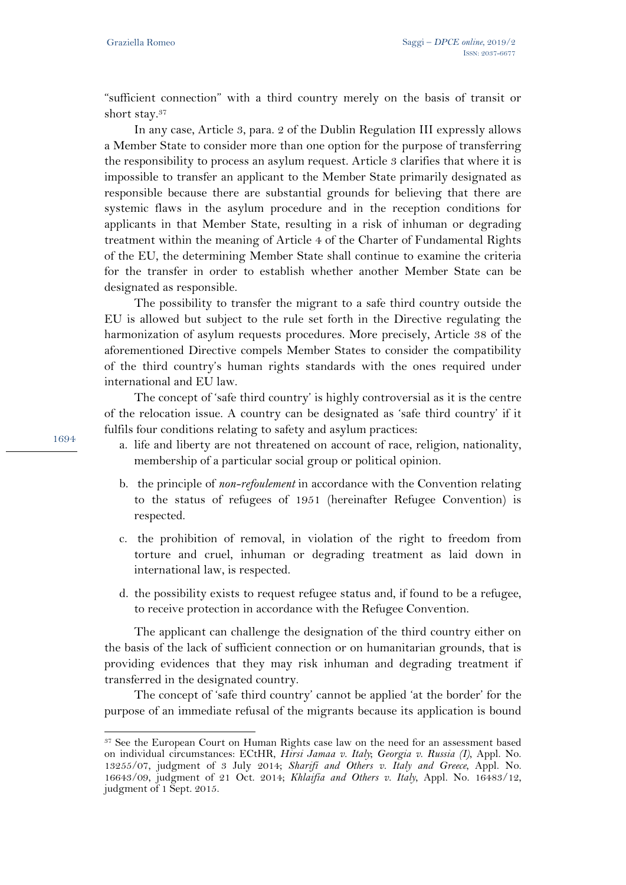"sufficient connection" with a third country merely on the basis of transit or short stay.[37]

In any case, Article 3, para. 2 of the Dublin Regulation III expressly allows a Member State to consider more than one option for the purpose of transferring the responsibility to process an asylum request. Article 3 clarifies that where it is impossible to transfer an applicant to the Member State primarily designated as responsible because there are substantial grounds for believing that there are systemic flaws in the asylum procedure and in the reception conditions for applicants in that Member State, resulting in a risk of inhuman or degrading treatment within the meaning of Article 4 of the Charter of Fundamental Rights of the EU, the determining Member State shall continue to examine the criteria for the transfer in order to establish whether another Member State can be designated as responsible.

The possibility to transfer the migrant to a safe third country outside the EU is allowed but subject to the rule set forth in the Directive regulating the harmonization of asylum requests procedures. More precisely, Article 38 of the aforementioned Directive compels Member States to consider the compatibility of the third country's human rights standards with the ones required under international and EU law.

The concept of 'safe third country' is highly controversial as it is the centre of the relocation issue. A country can be designated as 'safe third country' if it fulfils four conditions relating to safety and asylum practices:

a. life and liberty are not threatened on account of race, religion, nationality, membership of a particular social group or political opinion.

b. the principle of *non-refoulement* in accordance with the Convention relating to the status of refugees of 1951 (hereinafter Refugee Convention) is respected.

c. the prohibition of removal, in violation of the right to freedom from torture and cruel, inhuman or degrading treatment as laid down in international law, is respected.

d. the possibility exists to request refugee status and, if found to be a refugee, to receive protection in accordance with the Refugee Convention.

The applicant can challenge the designation of the third country either on the basis of the lack of sufficient connection or on humanitarian grounds, that is providing evidences that they may risk inhuman and degrading treatment if transferred in the designated country.

The concept of 'safe third country' cannot be applied 'at the border' for the purpose of an immediate refusal of the migrants because its application is bound

---

[37] See the European Court on Human Rights case law on the need for an assessment based on individual circumstances: ECtHR, *Hirsi Jamaa v. Italy*; *Georgia v. Russia (I)*, Appl. No. 13255/07, judgment of 3 July 2014; *Sharifi and Others v. Italy and Greece*, Appl. No. 16643/09, judgment of 21 Oct. 2014; *Khlaifia and Others v. Italy*, Appl. No. 16483/12, judgment of 1 Sept. 2015.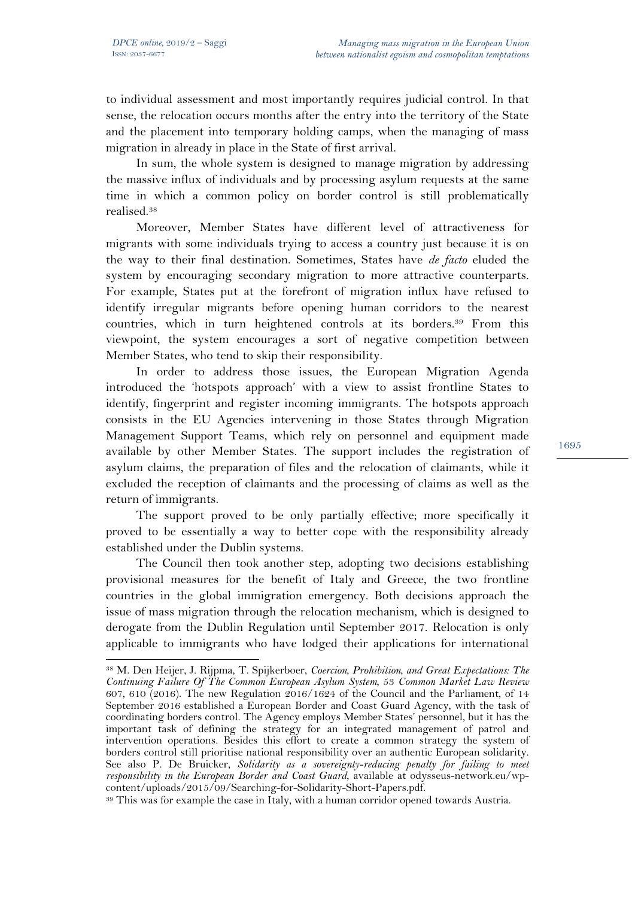to individual assessment and most importantly requires judicial control. In that sense, the relocation occurs months after the entry into the territory of the State and the placement into temporary holding camps, when the managing of mass migration in already in place in the State of first arrival.

In sum, the whole system is designed to manage migration by addressing the massive influx of individuals and by processing asylum requests at the same time in which a common policy on border control is still problematically realised.[38]

Moreover, Member States have different level of attractiveness for migrants with some individuals trying to access a country just because it is on the way to their final destination. Sometimes, States have *de facto* eluded the system by encouraging secondary migration to more attractive counterparts. For example, States put at the forefront of migration influx have refused to identify irregular migrants before opening human corridors to the nearest countries, which in turn heightened controls at its borders.[39] From this viewpoint, the system encourages a sort of negative competition between Member States, who tend to skip their responsibility.

In order to address those issues, the European Migration Agenda introduced the 'hotspots approach' with a view to assist frontline States to identify, fingerprint and register incoming immigrants. The hotspots approach consists in the EU Agencies intervening in those States through Migration Management Support Teams, which rely on personnel and equipment made available by other Member States. The support includes the registration of asylum claims, the preparation of files and the relocation of claimants, while it excluded the reception of claimants and the processing of claims as well as the return of immigrants.

The support proved to be only partially effective; more specifically it proved to be essentially a way to better cope with the responsibility already established under the Dublin systems.

The Council then took another step, adopting two decisions establishing provisional measures for the benefit of Italy and Greece, the two frontline countries in the global immigration emergency. Both decisions approach the issue of mass migration through the relocation mechanism, which is designed to derogate from the Dublin Regulation until September 2017. Relocation is only applicable to immigrants who have lodged their applications for international

---

[38] M. Den Heijer, J. Rijpma, T. Spijkerboer, *Coercion, Prohibition, and Great Expectations: The Continuing Failure Of The Common European Asylum System*, 53 *Common Market Law Review* 607, 610 (2016). The new Regulation 2016/1624 of the Council and the Parliament, of 14 September 2016 established a European Border and Coast Guard Agency, with the task of coordinating borders control. The Agency employs Member States' personnel, but it has the important task of defining the strategy for an integrated management of patrol and intervention operations. Besides this effort to create a common strategy the system of borders control still prioritise national responsibility over an authentic European solidarity. See also P. De Bruicker, *Solidarity as a sovereignty-reducing penalty for failing to meet responsibility in the European Border and Coast Guard*, available at odysseus-network.eu/wp-content/uploads/2015/09/Searching-for-Solidarity-Short-Papers.pdf.

[39] This was for example the case in Italy, with a human corridor opened towards Austria.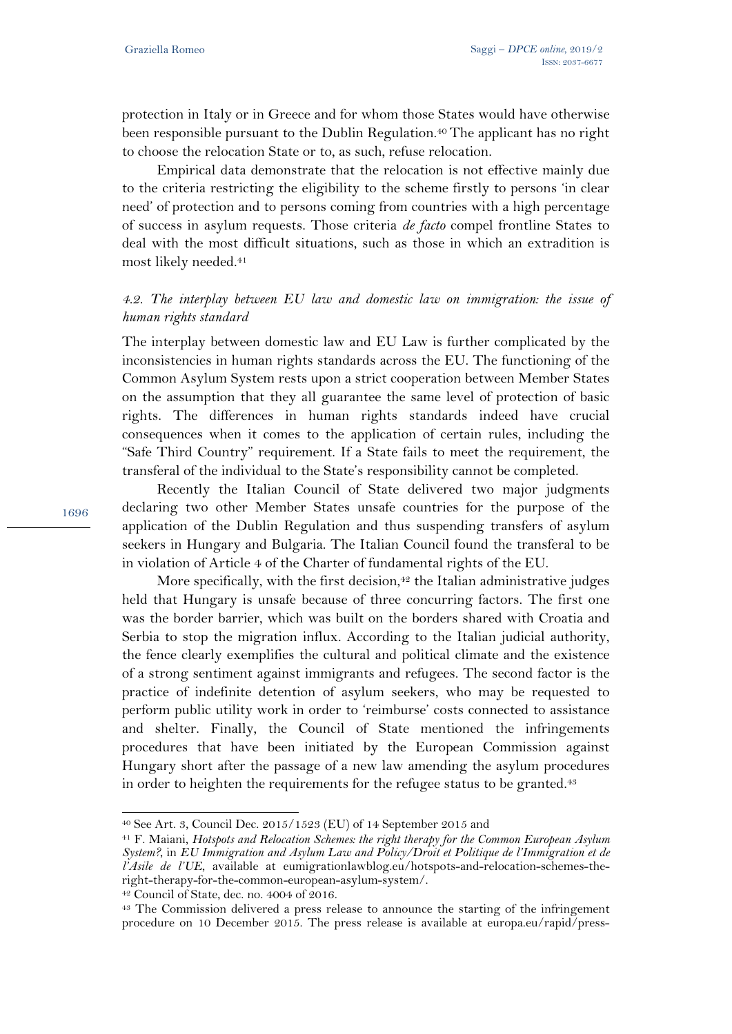protection in Italy or in Greece and for whom those States would have otherwise been responsible pursuant to the Dublin Regulation.[40] The applicant has no right to choose the relocation State or to, as such, refuse relocation.

Empirical data demonstrate that the relocation is not effective mainly due to the criteria restricting the eligibility to the scheme firstly to persons 'in clear need' of protection and to persons coming from countries with a high percentage of success in asylum requests. Those criteria *de facto* compel frontline States to deal with the most difficult situations, such as those in which an extradition is most likely needed.[41]

### *4.2. The interplay between EU law and domestic law on immigration: the issue of human rights standard*

The interplay between domestic law and EU Law is further complicated by the inconsistencies in human rights standards across the EU. The functioning of the Common Asylum System rests upon a strict cooperation between Member States on the assumption that they all guarantee the same level of protection of basic rights. The differences in human rights standards indeed have crucial consequences when it comes to the application of certain rules, including the "Safe Third Country" requirement. If a State fails to meet the requirement, the transferal of the individual to the State's responsibility cannot be completed.

Recently the Italian Council of State delivered two major judgments declaring two other Member States unsafe countries for the purpose of the application of the Dublin Regulation and thus suspending transfers of asylum seekers in Hungary and Bulgaria. The Italian Council found the transferal to be in violation of Article 4 of the Charter of fundamental rights of the EU.

More specifically, with the first decision,[42] the Italian administrative judges held that Hungary is unsafe because of three concurring factors. The first one was the border barrier, which was built on the borders shared with Croatia and Serbia to stop the migration influx. According to the Italian judicial authority, the fence clearly exemplifies the cultural and political climate and the existence of a strong sentiment against immigrants and refugees. The second factor is the practice of indefinite detention of asylum seekers, who may be requested to perform public utility work in order to 'reimburse' costs connected to assistance and shelter. Finally, the Council of State mentioned the infringements procedures that have been initiated by the European Commission against Hungary short after the passage of a new law amending the asylum procedures in order to heighten the requirements for the refugee status to be granted.[43]

---

[40] See Art. 3, Council Dec. 2015/1523 (EU) of 14 September 2015 and

[41] F. Maiani, *Hotspots and Relocation Schemes: the right therapy for the Common European Asylum System?*, in *EU Immigration and Asylum Law and Policy/Droit et Politique de l'Immigration et de l'Asile de l'UE*, available at eumigrationlawblog.eu/hotspots-and-relocation-schemes-the-right-therapy-for-the-common-european-asylum-system/.

[42] Council of State, dec. no. 4004 of 2016.

[43] The Commission delivered a press release to announce the starting of the infringement procedure on 10 December 2015. The press release is available at europa.eu/rapid/press-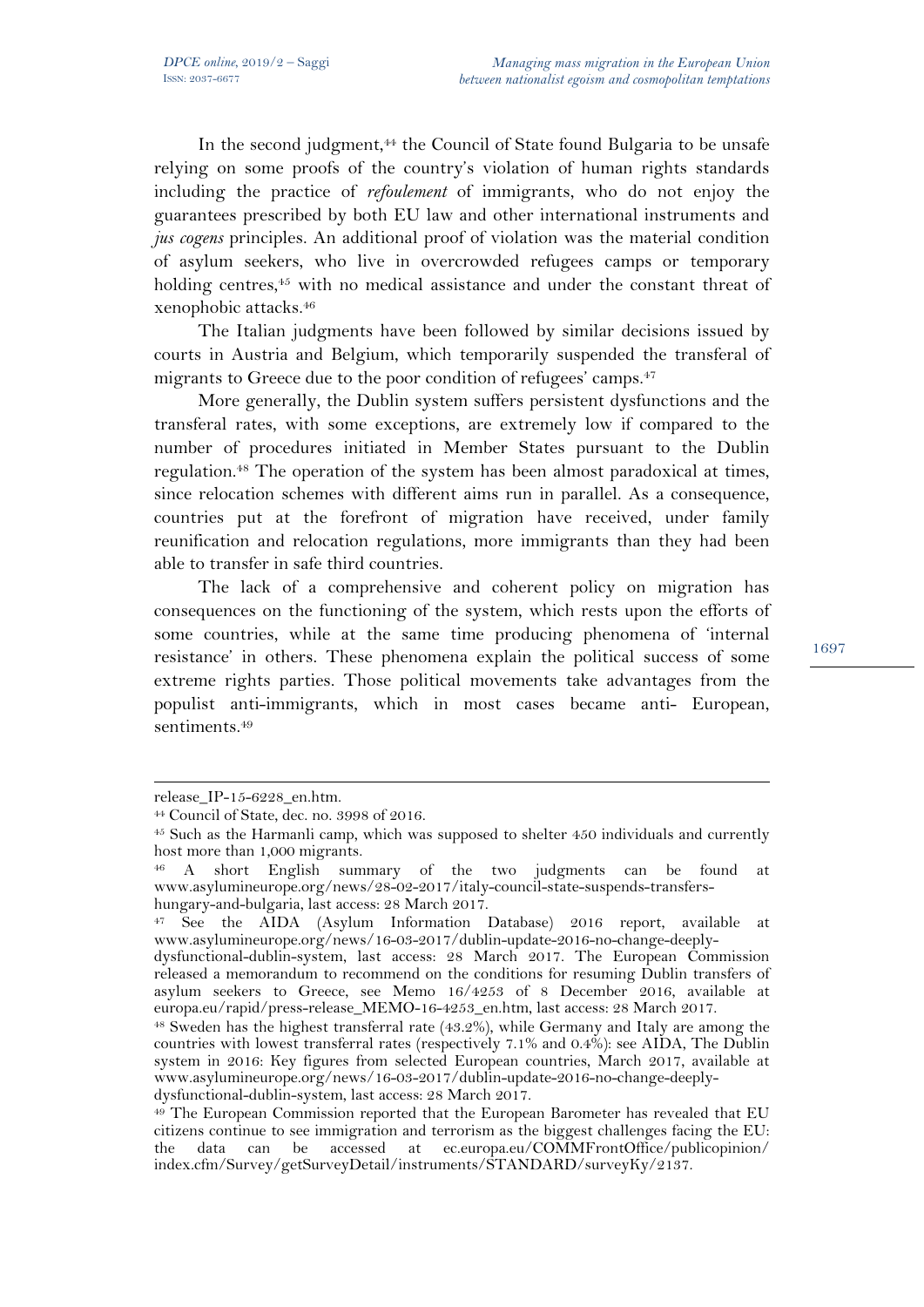In the second judgment,[44] the Council of State found Bulgaria to be unsafe relying on some proofs of the country's violation of human rights standards including the practice of *refoulement* of immigrants, who do not enjoy the guarantees prescribed by both EU law and other international instruments and *jus cogens* principles. An additional proof of violation was the material condition of asylum seekers, who live in overcrowded refugees camps or temporary holding centres,[45] with no medical assistance and under the constant threat of xenophobic attacks.[46]

The Italian judgments have been followed by similar decisions issued by courts in Austria and Belgium, which temporarily suspended the transferal of migrants to Greece due to the poor condition of refugees' camps.[47]

More generally, the Dublin system suffers persistent dysfunctions and the transferal rates, with some exceptions, are extremely low if compared to the number of procedures initiated in Member States pursuant to the Dublin regulation.[48] The operation of the system has been almost paradoxical at times, since relocation schemes with different aims run in parallel. As a consequence, countries put at the forefront of migration have received, under family reunification and relocation regulations, more immigrants than they had been able to transfer in safe third countries.

The lack of a comprehensive and coherent policy on migration has consequences on the functioning of the system, which rests upon the efforts of some countries, while at the same time producing phenomena of 'internal resistance' in others. These phenomena explain the political success of some extreme rights parties. Those political movements take advantages from the populist anti-immigrants, which in most cases became anti- European, sentiments.[49]

---

release_IP-15-6228_en.htm.

[44] Council of State, dec. no. 3998 of 2016.

[45] Such as the Harmanli camp, which was supposed to shelter 450 individuals and currently host more than 1,000 migrants.

[46] A short English summary of the two judgments can be found at www.asylumineurope.org/news/28-02-2017/italy-council-state-suspends-transfers-hungary-and-bulgaria, last access: 28 March 2017.

[47] See the AIDA (Asylum Information Database) 2016 report, available at www.asylumineurope.org/news/16-03-2017/dublin-update-2016-no-change-deeply-dysfunctional-dublin-system, last access: 28 March 2017. The European Commission released a memorandum to recommend on the conditions for resuming Dublin transfers of asylum seekers to Greece, see Memo 16/4253 of 8 December 2016, available at europa.eu/rapid/press-release_MEMO-16-4253_en.htm, last access: 28 March 2017.

[48] Sweden has the highest transferral rate (43.2%), while Germany and Italy are among the countries with lowest transferral rates (respectively 7.1% and 0.4%): see AIDA, The Dublin system in 2016: Key figures from selected European countries, March 2017, available at www.asylumineurope.org/news/16-03-2017/dublin-update-2016-no-change-deeply-dysfunctional-dublin-system, last access: 28 March 2017.

[49] The European Commission reported that the European Barometer has revealed that EU citizens continue to see immigration and terrorism as the biggest challenges facing the EU: the data can be accessed at ec.europa.eu/COMMFrontOffice/publicopinion/index.cfm/Survey/getSurveyDetail/instruments/STANDARD/surveyKy/2137.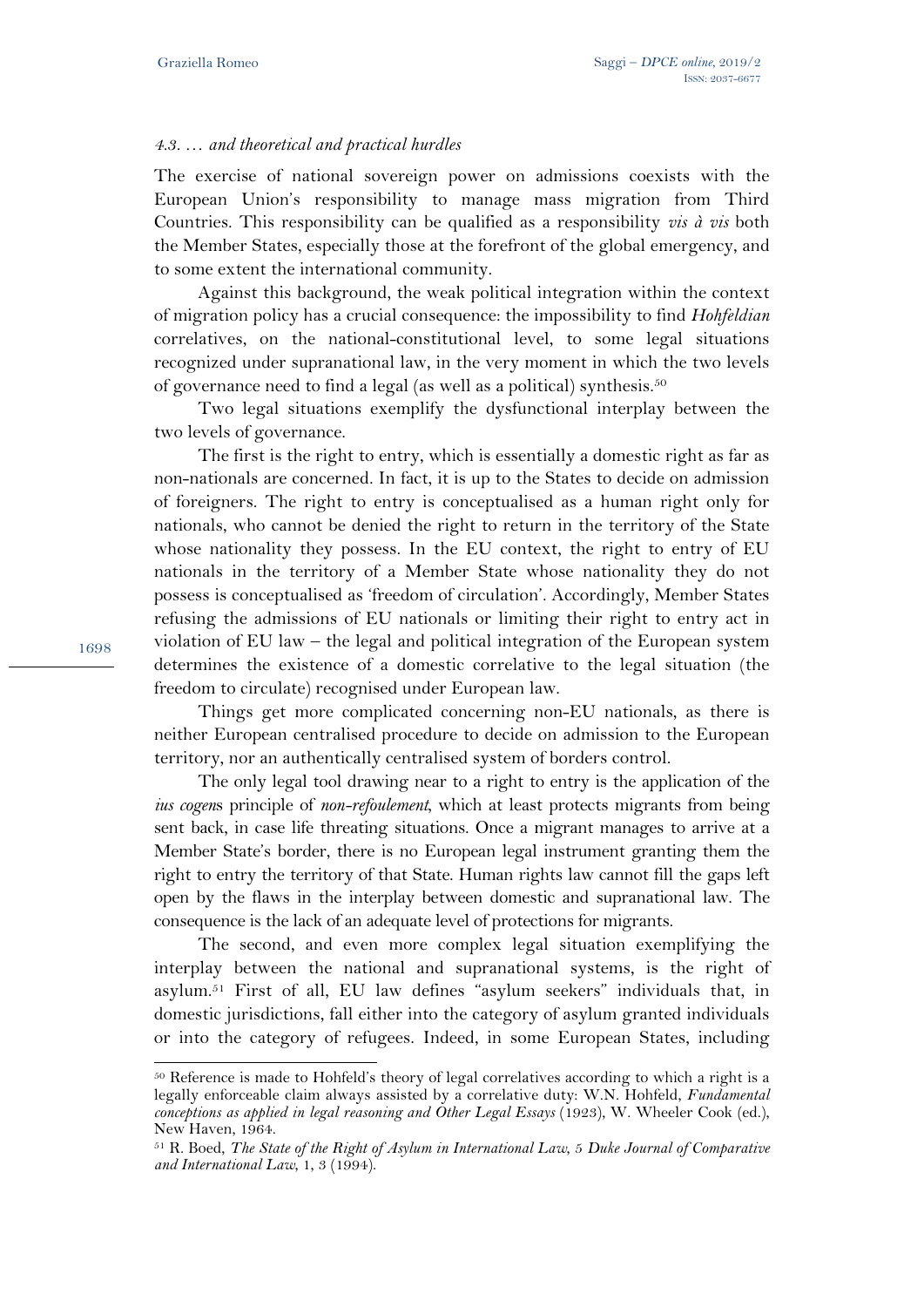### *4.3. … and theoretical and practical hurdles*

The exercise of national sovereign power on admissions coexists with the European Union's responsibility to manage mass migration from Third Countries. This responsibility can be qualified as a responsibility *vis à vis* both the Member States, especially those at the forefront of the global emergency, and to some extent the international community.

Against this background, the weak political integration within the context of migration policy has a crucial consequence: the impossibility to find *Hohfeldian* correlatives, on the national-constitutional level, to some legal situations recognized under supranational law, in the very moment in which the two levels of governance need to find a legal (as well as a political) synthesis.[50]

Two legal situations exemplify the dysfunctional interplay between the two levels of governance.

The first is the right to entry, which is essentially a domestic right as far as non-nationals are concerned. In fact, it is up to the States to decide on admission of foreigners. The right to entry is conceptualised as a human right only for nationals, who cannot be denied the right to return in the territory of the State whose nationality they possess. In the EU context, the right to entry of EU nationals in the territory of a Member State whose nationality they do not possess is conceptualised as 'freedom of circulation'. Accordingly, Member States refusing the admissions of EU nationals or limiting their right to entry act in violation of EU law – the legal and political integration of the European system determines the existence of a domestic correlative to the legal situation (the freedom to circulate) recognised under European law.

Things get more complicated concerning non-EU nationals, as there is neither European centralised procedure to decide on admission to the European territory, nor an authentically centralised system of borders control.

The only legal tool drawing near to a right to entry is the application of the *ius cogen*s principle of *non-refoulement*, which at least protects migrants from being sent back, in case life threating situations. Once a migrant manages to arrive at a Member State's border, there is no European legal instrument granting them the right to entry the territory of that State. Human rights law cannot fill the gaps left open by the flaws in the interplay between domestic and supranational law. The consequence is the lack of an adequate level of protections for migrants.

The second, and even more complex legal situation exemplifying the interplay between the national and supranational systems, is the right of asylum.[51] First of all, EU law defines "asylum seekers" individuals that, in domestic jurisdictions, fall either into the category of asylum granted individuals or into the category of refugees. Indeed, in some European States, including

---

[50] Reference is made to Hohfeld's theory of legal correlatives according to which a right is a legally enforceable claim always assisted by a correlative duty: W.N. Hohfeld, *Fundamental conceptions as applied in legal reasoning and Other Legal Essays* (1923), W. Wheeler Cook (ed.), New Haven, 1964.

[51] R. Boed, *The State of the Right of Asylum in International Law*, 5 *Duke Journal of Comparative and International Law*, 1, 3 (1994).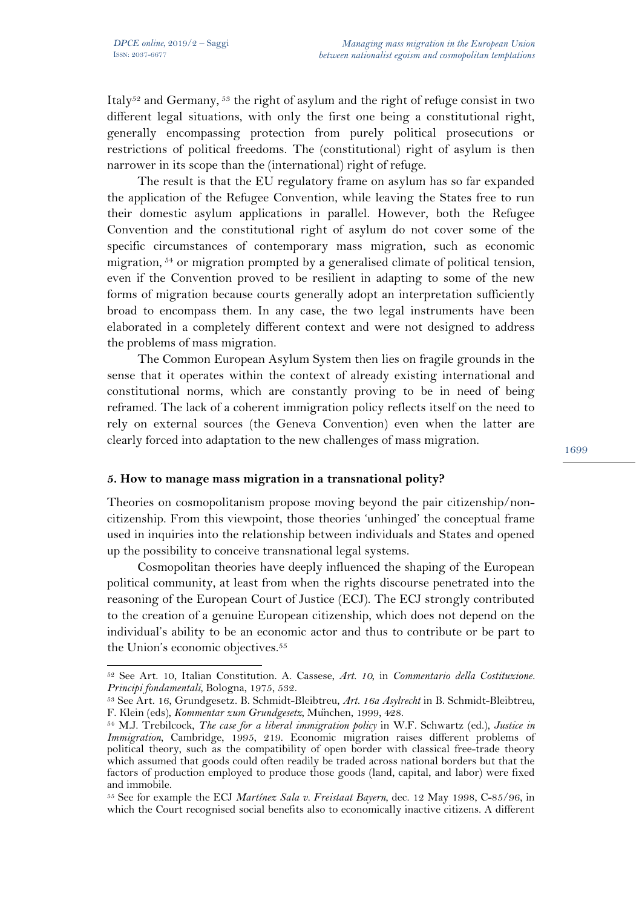Italy[52] and Germany, [53] the right of asylum and the right of refuge consist in two different legal situations, with only the first one being a constitutional right, generally encompassing protection from purely political prosecutions or restrictions of political freedoms. The (constitutional) right of asylum is then narrower in its scope than the (international) right of refuge.

The result is that the EU regulatory frame on asylum has so far expanded the application of the Refugee Convention, while leaving the States free to run their domestic asylum applications in parallel. However, both the Refugee Convention and the constitutional right of asylum do not cover some of the specific circumstances of contemporary mass migration, such as economic migration, [54] or migration prompted by a generalised climate of political tension, even if the Convention proved to be resilient in adapting to some of the new forms of migration because courts generally adopt an interpretation sufficiently broad to encompass them. In any case, the two legal instruments have been elaborated in a completely different context and were not designed to address the problems of mass migration.

The Common European Asylum System then lies on fragile grounds in the sense that it operates within the context of already existing international and constitutional norms, which are constantly proving to be in need of being reframed. The lack of a coherent immigration policy reflects itself on the need to rely on external sources (the Geneva Convention) even when the latter are clearly forced into adaptation to the new challenges of mass migration.

### 5. How to manage mass migration in a transnational polity?

Theories on cosmopolitanism propose moving beyond the pair citizenship/non-citizenship. From this viewpoint, those theories 'unhinged' the conceptual frame used in inquiries into the relationship between individuals and States and opened up the possibility to conceive transnational legal systems.

Cosmopolitan theories have deeply influenced the shaping of the European political community, at least from when the rights discourse penetrated into the reasoning of the European Court of Justice (ECJ). The ECJ strongly contributed to the creation of a genuine European citizenship, which does not depend on the individual's ability to be an economic actor and thus to contribute or be part to the Union's economic objectives.[55]

---

[52] See Art. 10, Italian Constitution. A. Cassese, *Art. 10*, in *Commentario della Costituzione. Principi fondamentali*, Bologna, 1975, 532.

[53] See Art. 16, Grundgesetz. B. Schmidt-Bleibtreu, *Art. 16a Asylrecht* in B. Schmidt-Bleibtreu, F. Klein (eds), *Kommentar zum Grundgesetz*, München, 1999, 428.

[54] M.J. Trebilcock, *The case for a liberal immigration policy* in W.F. Schwartz (ed.), *Justice in Immigration*, Cambridge, 1995, 219. Economic migration raises different problems of political theory, such as the compatibility of open border with classical free-trade theory which assumed that goods could often readily be traded across national borders but that the factors of production employed to produce those goods (land, capital, and labor) were fixed and immobile.

[55] See for example the ECJ *Martínez Sala v. Freistaat Bayern*, dec. 12 May 1998, C-85/96, in which the Court recognised social benefits also to economically inactive citizens. A different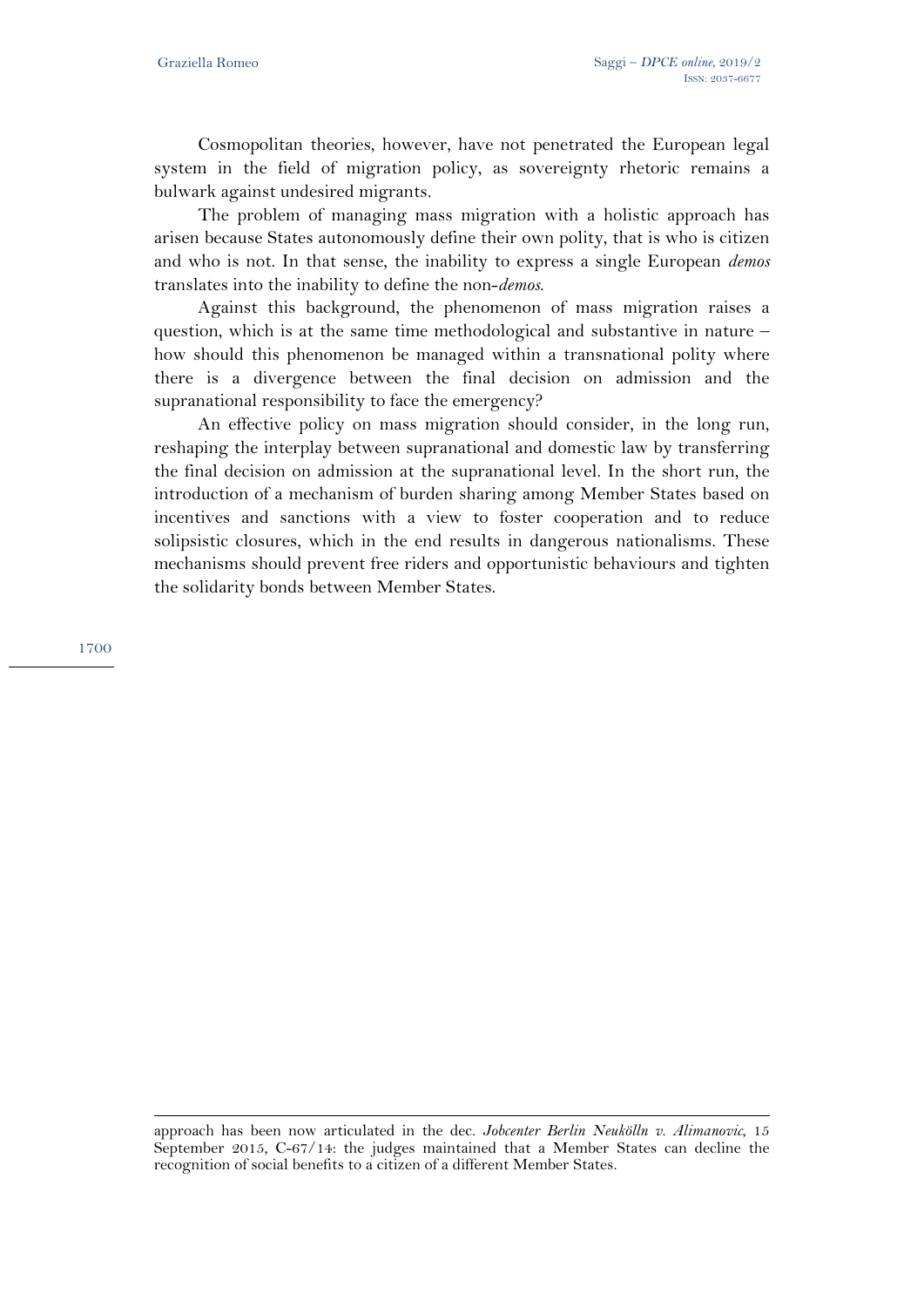Cosmopolitan theories, however, have not penetrated the European legal system in the field of migration policy, as sovereignty rhetoric remains a bulwark against undesired migrants.

The problem of managing mass migration with a holistic approach has arisen because States autonomously define their own polity, that is who is citizen and who is not. In that sense, the inability to express a single European *demos* translates into the inability to define the non-*demos*.

Against this background, the phenomenon of mass migration raises a question, which is at the same time methodological and substantive in nature – how should this phenomenon be managed within a transnational polity where there is a divergence between the final decision on admission and the supranational responsibility to face the emergency?

An effective policy on mass migration should consider, in the long run, reshaping the interplay between supranational and domestic law by transferring the final decision on admission at the supranational level. In the short run, the introduction of a mechanism of burden sharing among Member States based on incentives and sanctions with a view to foster cooperation and to reduce solipsistic closures, which in the end results in dangerous nationalisms. These mechanisms should prevent free riders and opportunistic behaviours and tighten the solidarity bonds between Member States.

---

approach has been now articulated in the dec. *Jobcenter Berlin Neukölln v. Alimanovic*, 15 September 2015, C-67/14: the judges maintained that a Member States can decline the recognition of social benefits to a citizen of a different Member States.